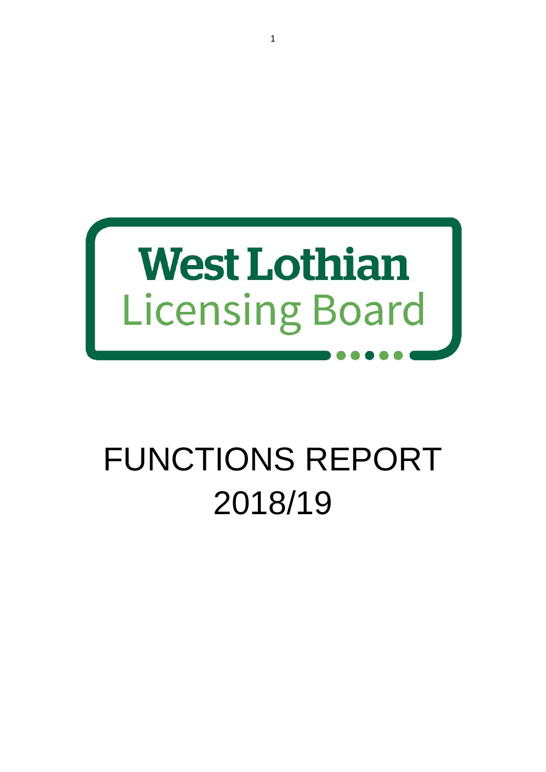West Lothian
Licensing Board

# FUNCTIONS REPORT 2018/19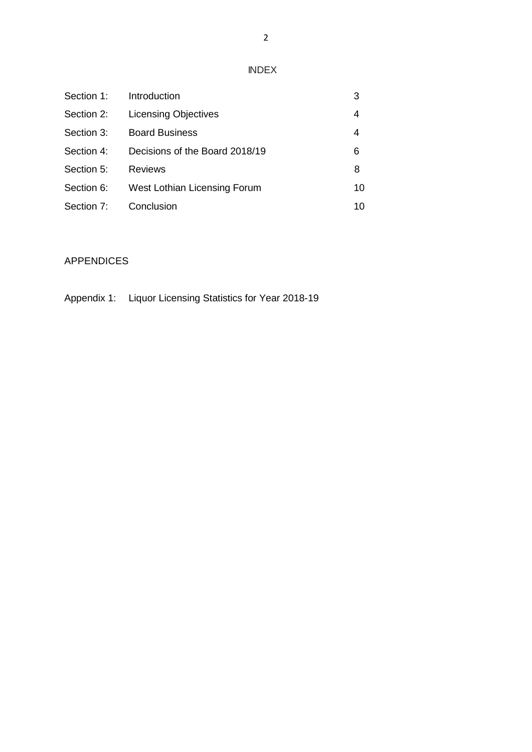# INDEX

| | | |
|---|---|---|
| Section 1: | Introduction | 3 |
| Section 2: | Licensing Objectives | 4 |
| Section 3: | Board Business | 4 |
| Section 4: | Decisions of the Board 2018/19 | 6 |
| Section 5: | Reviews | 8 |
| Section 6: | West Lothian Licensing Forum | 10 |
| Section 7: | Conclusion | 10 |

## APPENDICES

Appendix 1: Liquor Licensing Statistics for Year 2018-19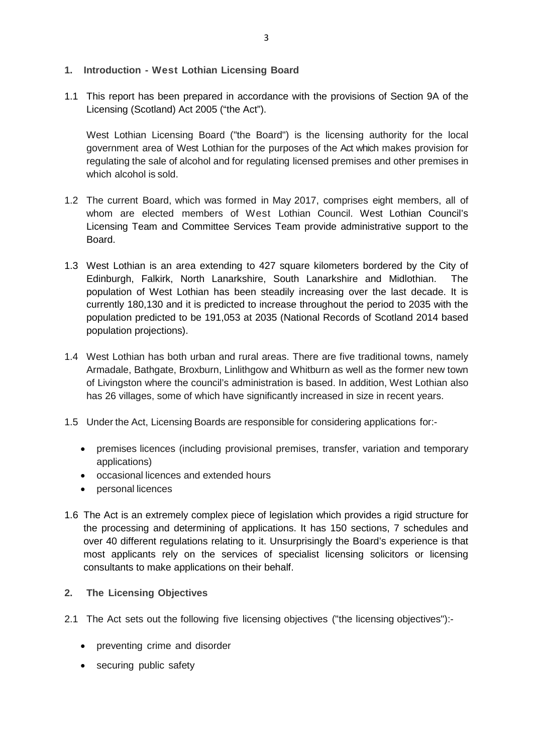## 1. Introduction - West Lothian Licensing Board

1.1 This report has been prepared in accordance with the provisions of Section 9A of the Licensing (Scotland) Act 2005 ("the Act").

West Lothian Licensing Board ("the Board") is the licensing authority for the local government area of West Lothian for the purposes of the Act which makes provision for regulating the sale of alcohol and for regulating licensed premises and other premises in which alcohol is sold.

1.2 The current Board, which was formed in May 2017, comprises eight members, all of whom are elected members of West Lothian Council. West Lothian Council's Licensing Team and Committee Services Team provide administrative support to the Board.

1.3 West Lothian is an area extending to 427 square kilometers bordered by the City of Edinburgh, Falkirk, North Lanarkshire, South Lanarkshire and Midlothian. The population of West Lothian has been steadily increasing over the last decade. It is currently 180,130 and it is predicted to increase throughout the period to 2035 with the population predicted to be 191,053 at 2035 (National Records of Scotland 2014 based population projections).

1.4 West Lothian has both urban and rural areas. There are five traditional towns, namely Armadale, Bathgate, Broxburn, Linlithgow and Whitburn as well as the former new town of Livingston where the council's administration is based. In addition, West Lothian also has 26 villages, some of which have significantly increased in size in recent years.

1.5 Under the Act, Licensing Boards are responsible for considering applications for:-

- premises licences (including provisional premises, transfer, variation and temporary applications)
- occasional licences and extended hours
- personal licences

1.6 The Act is an extremely complex piece of legislation which provides a rigid structure for the processing and determining of applications. It has 150 sections, 7 schedules and over 40 different regulations relating to it. Unsurprisingly the Board's experience is that most applicants rely on the services of specialist licensing solicitors or licensing consultants to make applications on their behalf.

## 2. The Licensing Objectives

2.1 The Act sets out the following five licensing objectives ("the licensing objectives"):-

- preventing crime and disorder
- securing public safety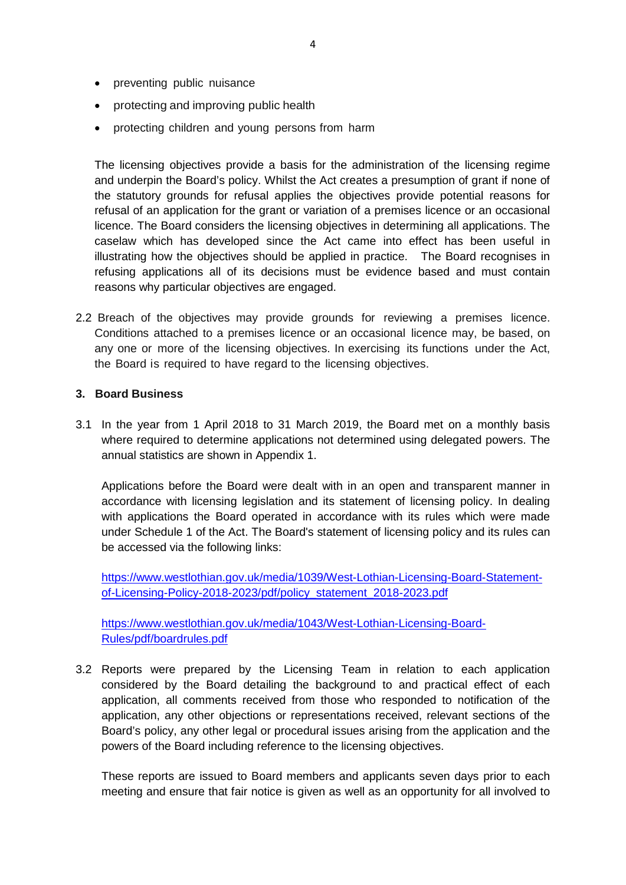- preventing public nuisance
- protecting and improving public health
- protecting children and young persons from harm

The licensing objectives provide a basis for the administration of the licensing regime and underpin the Board's policy. Whilst the Act creates a presumption of grant if none of the statutory grounds for refusal applies the objectives provide potential reasons for refusal of an application for the grant or variation of a premises licence or an occasional licence. The Board considers the licensing objectives in determining all applications. The caselaw which has developed since the Act came into effect has been useful in illustrating how the objectives should be applied in practice. The Board recognises in refusing applications all of its decisions must be evidence based and must contain reasons why particular objectives are engaged.

2.2 Breach of the objectives may provide grounds for reviewing a premises licence. Conditions attached to a premises licence or an occasional licence may, be based, on any one or more of the licensing objectives. In exercising its functions under the Act, the Board is required to have regard to the licensing objectives.

### 3. Board Business

3.1 In the year from 1 April 2018 to 31 March 2019, the Board met on a monthly basis where required to determine applications not determined using delegated powers. The annual statistics are shown in Appendix 1.

Applications before the Board were dealt with in an open and transparent manner in accordance with licensing legislation and its statement of licensing policy. In dealing with applications the Board operated in accordance with its rules which were made under Schedule 1 of the Act. The Board's statement of licensing policy and its rules can be accessed via the following links:

https://www.westlothian.gov.uk/media/1039/West-Lothian-Licensing-Board-Statement-of-Licensing-Policy-2018-2023/pdf/policy_statement_2018-2023.pdf

https://www.westlothian.gov.uk/media/1043/West-Lothian-Licensing-Board-Rules/pdf/boardrules.pdf

3.2 Reports were prepared by the Licensing Team in relation to each application considered by the Board detailing the background to and practical effect of each application, all comments received from those who responded to notification of the application, any other objections or representations received, relevant sections of the Board's policy, any other legal or procedural issues arising from the application and the powers of the Board including reference to the licensing objectives.

These reports are issued to Board members and applicants seven days prior to each meeting and ensure that fair notice is given as well as an opportunity for all involved to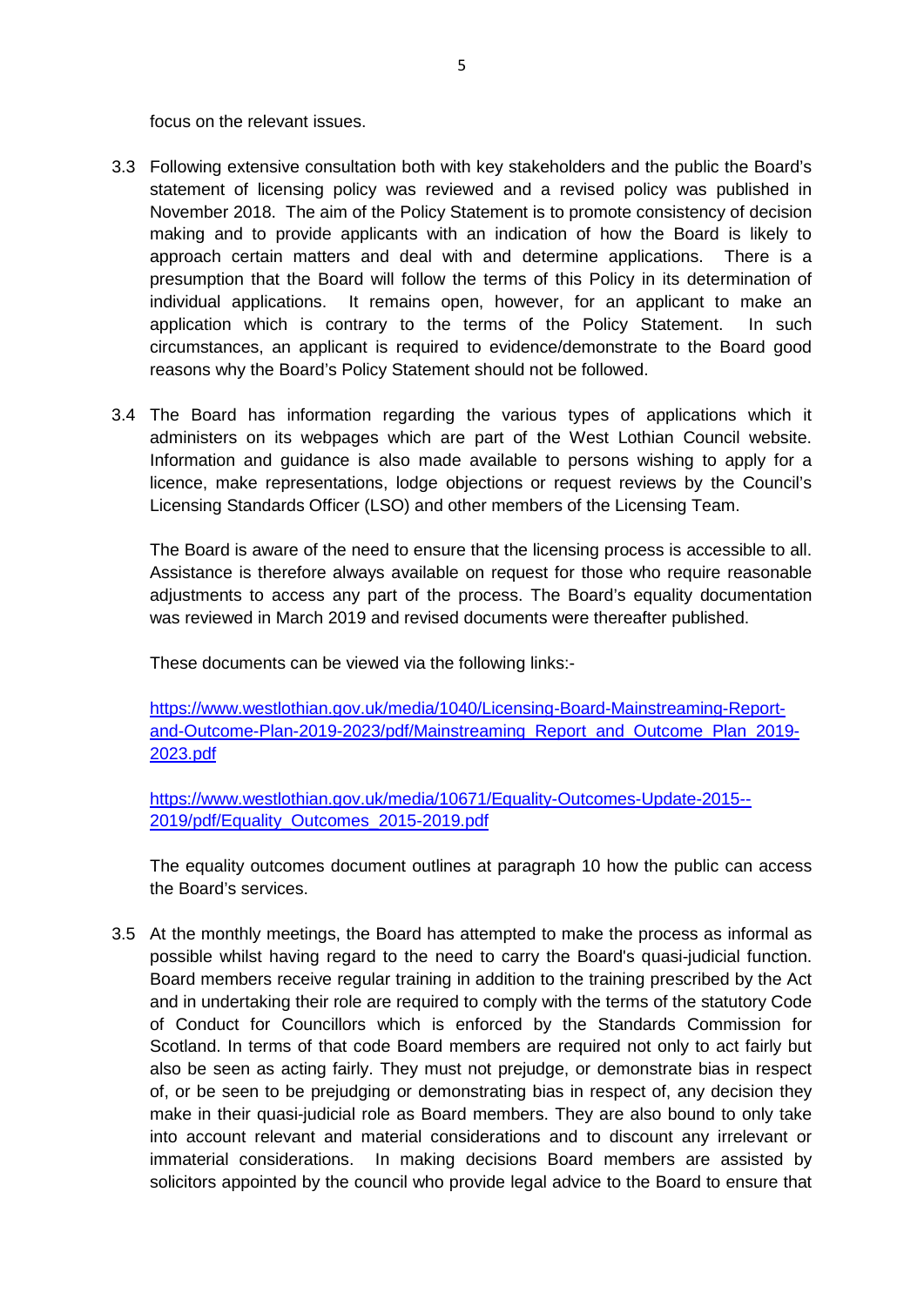focus on the relevant issues.

3.3 Following extensive consultation both with key stakeholders and the public the Board's statement of licensing policy was reviewed and a revised policy was published in November 2018. The aim of the Policy Statement is to promote consistency of decision making and to provide applicants with an indication of how the Board is likely to approach certain matters and deal with and determine applications. There is a presumption that the Board will follow the terms of this Policy in its determination of individual applications. It remains open, however, for an applicant to make an application which is contrary to the terms of the Policy Statement. In such circumstances, an applicant is required to evidence/demonstrate to the Board good reasons why the Board's Policy Statement should not be followed.

3.4 The Board has information regarding the various types of applications which it administers on its webpages which are part of the West Lothian Council website. Information and guidance is also made available to persons wishing to apply for a licence, make representations, lodge objections or request reviews by the Council's Licensing Standards Officer (LSO) and other members of the Licensing Team.

The Board is aware of the need to ensure that the licensing process is accessible to all. Assistance is therefore always available on request for those who require reasonable adjustments to access any part of the process. The Board's equality documentation was reviewed in March 2019 and revised documents were thereafter published.

These documents can be viewed via the following links:-

[https://www.westlothian.gov.uk/media/1040/Licensing-Board-Mainstreaming-Report-and-Outcome-Plan-2019-2023/pdf/Mainstreaming_Report_and_Outcome_Plan_2019-2023.pdf](https://www.westlothian.gov.uk/media/1040/Licensing-Board-Mainstreaming-Report-and-Outcome-Plan-2019-2023/pdf/Mainstreaming_Report_and_Outcome_Plan_2019-2023.pdf)

[https://www.westlothian.gov.uk/media/10671/Equality-Outcomes-Update-2015--2019/pdf/Equality_Outcomes_2015-2019.pdf](https://www.westlothian.gov.uk/media/10671/Equality-Outcomes-Update-2015--2019/pdf/Equality_Outcomes_2015-2019.pdf)

The equality outcomes document outlines at paragraph 10 how the public can access the Board's services.

3.5 At the monthly meetings, the Board has attempted to make the process as informal as possible whilst having regard to the need to carry the Board's quasi-judicial function. Board members receive regular training in addition to the training prescribed by the Act and in undertaking their role are required to comply with the terms of the statutory Code of Conduct for Councillors which is enforced by the Standards Commission for Scotland. In terms of that code Board members are required not only to act fairly but also be seen as acting fairly. They must not prejudge, or demonstrate bias in respect of, or be seen to be prejudging or demonstrating bias in respect of, any decision they make in their quasi-judicial role as Board members. They are also bound to only take into account relevant and material considerations and to discount any irrelevant or immaterial considerations. In making decisions Board members are assisted by solicitors appointed by the council who provide legal advice to the Board to ensure that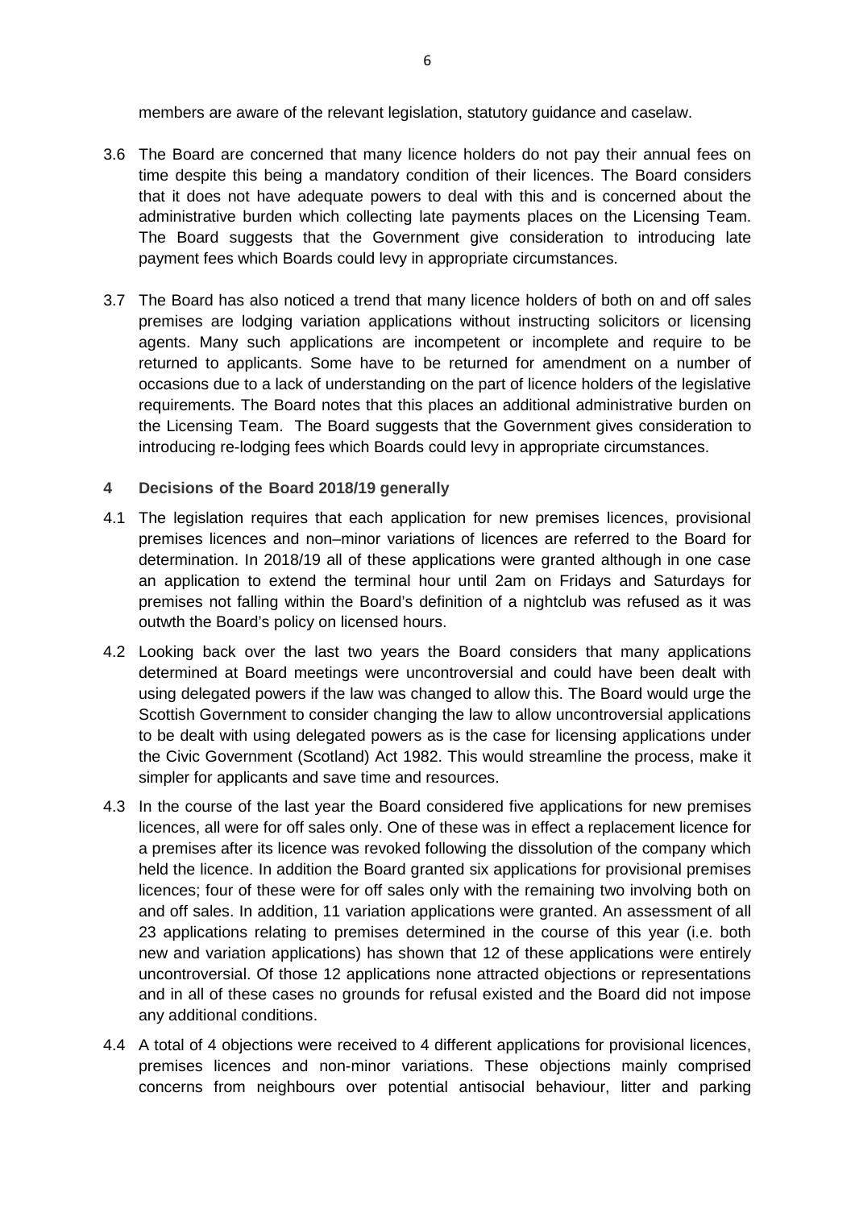members are aware of the relevant legislation, statutory guidance and caselaw.

3.6 The Board are concerned that many licence holders do not pay their annual fees on time despite this being a mandatory condition of their licences. The Board considers that it does not have adequate powers to deal with this and is concerned about the administrative burden which collecting late payments places on the Licensing Team. The Board suggests that the Government give consideration to introducing late payment fees which Boards could levy in appropriate circumstances.

3.7 The Board has also noticed a trend that many licence holders of both on and off sales premises are lodging variation applications without instructing solicitors or licensing agents. Many such applications are incompetent or incomplete and require to be returned to applicants. Some have to be returned for amendment on a number of occasions due to a lack of understanding on the part of licence holders of the legislative requirements. The Board notes that this places an additional administrative burden on the Licensing Team. The Board suggests that the Government gives consideration to introducing re-lodging fees which Boards could levy in appropriate circumstances.

## 4 Decisions of the Board 2018/19 generally

4.1 The legislation requires that each application for new premises licences, provisional premises licences and non–minor variations of licences are referred to the Board for determination. In 2018/19 all of these applications were granted although in one case an application to extend the terminal hour until 2am on Fridays and Saturdays for premises not falling within the Board's definition of a nightclub was refused as it was outwth the Board's policy on licensed hours.

4.2 Looking back over the last two years the Board considers that many applications determined at Board meetings were uncontroversial and could have been dealt with using delegated powers if the law was changed to allow this. The Board would urge the Scottish Government to consider changing the law to allow uncontroversial applications to be dealt with using delegated powers as is the case for licensing applications under the Civic Government (Scotland) Act 1982. This would streamline the process, make it simpler for applicants and save time and resources.

4.3 In the course of the last year the Board considered five applications for new premises licences, all were for off sales only. One of these was in effect a replacement licence for a premises after its licence was revoked following the dissolution of the company which held the licence. In addition the Board granted six applications for provisional premises licences; four of these were for off sales only with the remaining two involving both on and off sales. In addition, 11 variation applications were granted. An assessment of all 23 applications relating to premises determined in the course of this year (i.e. both new and variation applications) has shown that 12 of these applications were entirely uncontroversial. Of those 12 applications none attracted objections or representations and in all of these cases no grounds for refusal existed and the Board did not impose any additional conditions.

4.4 A total of 4 objections were received to 4 different applications for provisional licences, premises licences and non-minor variations. These objections mainly comprised concerns from neighbours over potential antisocial behaviour, litter and parking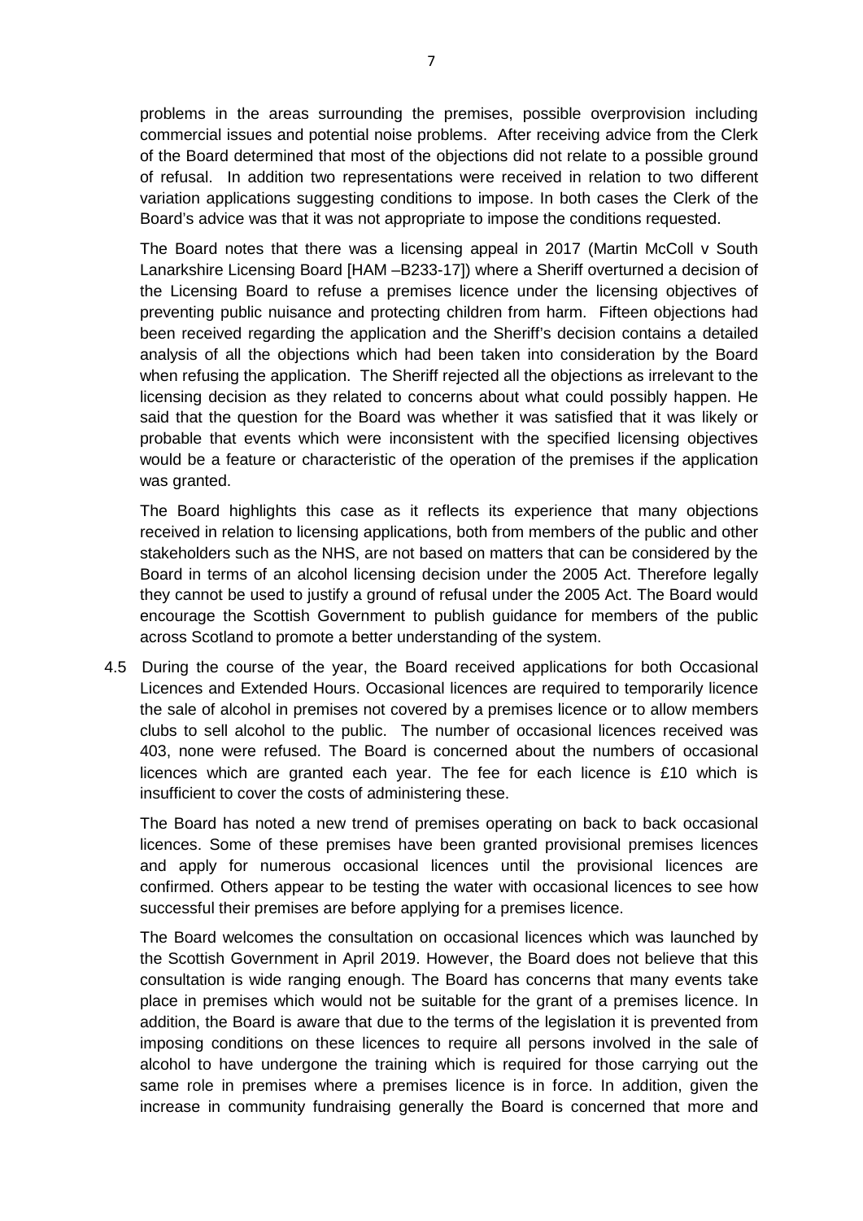problems in the areas surrounding the premises, possible overprovision including commercial issues and potential noise problems. After receiving advice from the Clerk of the Board determined that most of the objections did not relate to a possible ground of refusal. In addition two representations were received in relation to two different variation applications suggesting conditions to impose. In both cases the Clerk of the Board's advice was that it was not appropriate to impose the conditions requested.

The Board notes that there was a licensing appeal in 2017 (Martin McColl v South Lanarkshire Licensing Board [HAM –B233-17]) where a Sheriff overturned a decision of the Licensing Board to refuse a premises licence under the licensing objectives of preventing public nuisance and protecting children from harm. Fifteen objections had been received regarding the application and the Sheriff's decision contains a detailed analysis of all the objections which had been taken into consideration by the Board when refusing the application. The Sheriff rejected all the objections as irrelevant to the licensing decision as they related to concerns about what could possibly happen. He said that the question for the Board was whether it was satisfied that it was likely or probable that events which were inconsistent with the specified licensing objectives would be a feature or characteristic of the operation of the premises if the application was granted.

The Board highlights this case as it reflects its experience that many objections received in relation to licensing applications, both from members of the public and other stakeholders such as the NHS, are not based on matters that can be considered by the Board in terms of an alcohol licensing decision under the 2005 Act. Therefore legally they cannot be used to justify a ground of refusal under the 2005 Act. The Board would encourage the Scottish Government to publish guidance for members of the public across Scotland to promote a better understanding of the system.

4.5 During the course of the year, the Board received applications for both Occasional Licences and Extended Hours. Occasional licences are required to temporarily licence the sale of alcohol in premises not covered by a premises licence or to allow members clubs to sell alcohol to the public. The number of occasional licences received was 403, none were refused. The Board is concerned about the numbers of occasional licences which are granted each year. The fee for each licence is £10 which is insufficient to cover the costs of administering these.

The Board has noted a new trend of premises operating on back to back occasional licences. Some of these premises have been granted provisional premises licences and apply for numerous occasional licences until the provisional licences are confirmed. Others appear to be testing the water with occasional licences to see how successful their premises are before applying for a premises licence.

The Board welcomes the consultation on occasional licences which was launched by the Scottish Government in April 2019. However, the Board does not believe that this consultation is wide ranging enough. The Board has concerns that many events take place in premises which would not be suitable for the grant of a premises licence. In addition, the Board is aware that due to the terms of the legislation it is prevented from imposing conditions on these licences to require all persons involved in the sale of alcohol to have undergone the training which is required for those carrying out the same role in premises where a premises licence is in force. In addition, given the increase in community fundraising generally the Board is concerned that more and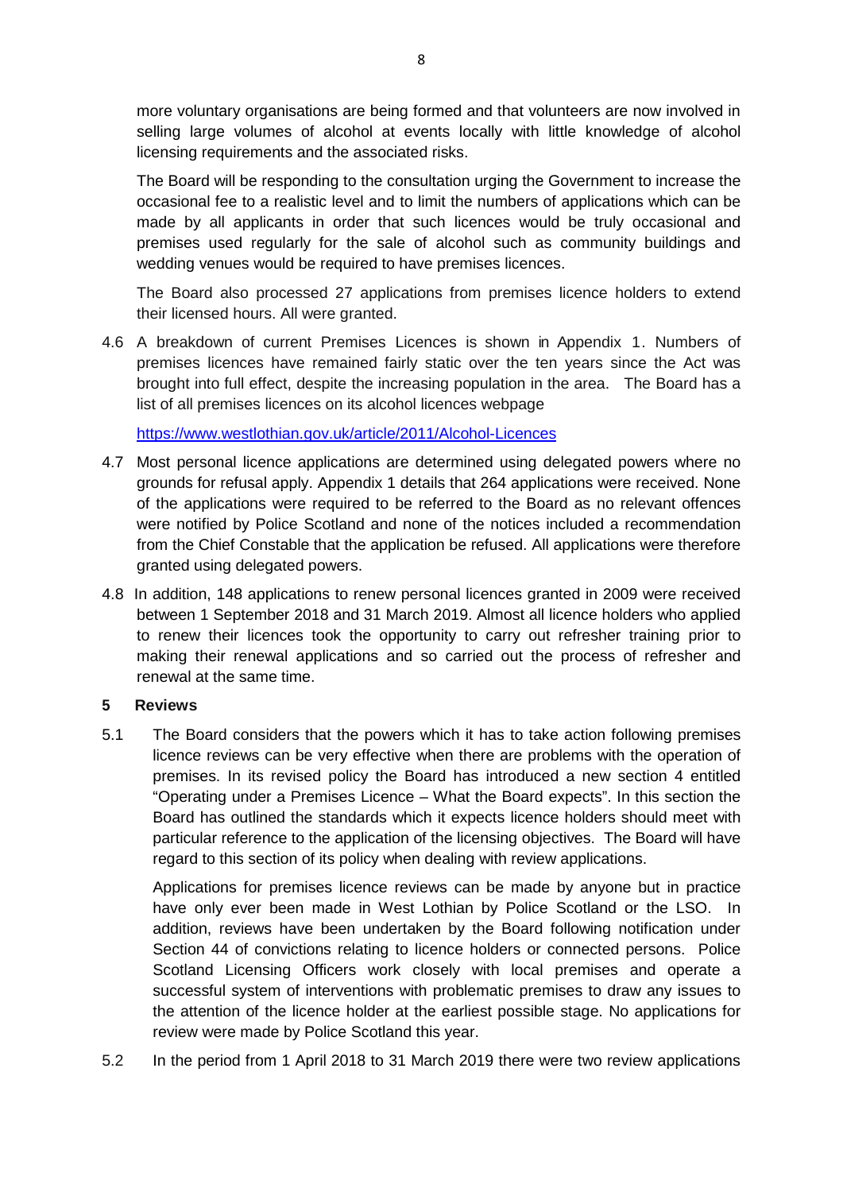more voluntary organisations are being formed and that volunteers are now involved in selling large volumes of alcohol at events locally with little knowledge of alcohol licensing requirements and the associated risks.

The Board will be responding to the consultation urging the Government to increase the occasional fee to a realistic level and to limit the numbers of applications which can be made by all applicants in order that such licences would be truly occasional and premises used regularly for the sale of alcohol such as community buildings and wedding venues would be required to have premises licences.

The Board also processed 27 applications from premises licence holders to extend their licensed hours. All were granted.

4.6 A breakdown of current Premises Licences is shown in Appendix 1. Numbers of premises licences have remained fairly static over the ten years since the Act was brought into full effect, despite the increasing population in the area. The Board has a list of all premises licences on its alcohol licences webpage

https://www.westlothian.gov.uk/article/2011/Alcohol-Licences

4.7 Most personal licence applications are determined using delegated powers where no grounds for refusal apply. Appendix 1 details that 264 applications were received. None of the applications were required to be referred to the Board as no relevant offences were notified by Police Scotland and none of the notices included a recommendation from the Chief Constable that the application be refused. All applications were therefore granted using delegated powers.

4.8 In addition, 148 applications to renew personal licences granted in 2009 were received between 1 September 2018 and 31 March 2019. Almost all licence holders who applied to renew their licences took the opportunity to carry out refresher training prior to making their renewal applications and so carried out the process of refresher and renewal at the same time.

**5 Reviews**

5.1 The Board considers that the powers which it has to take action following premises licence reviews can be very effective when there are problems with the operation of premises. In its revised policy the Board has introduced a new section 4 entitled "Operating under a Premises Licence – What the Board expects". In this section the Board has outlined the standards which it expects licence holders should meet with particular reference to the application of the licensing objectives. The Board will have regard to this section of its policy when dealing with review applications.

Applications for premises licence reviews can be made by anyone but in practice have only ever been made in West Lothian by Police Scotland or the LSO. In addition, reviews have been undertaken by the Board following notification under Section 44 of convictions relating to licence holders or connected persons. Police Scotland Licensing Officers work closely with local premises and operate a successful system of interventions with problematic premises to draw any issues to the attention of the licence holder at the earliest possible stage. No applications for review were made by Police Scotland this year.

5.2 In the period from 1 April 2018 to 31 March 2019 there were two review applications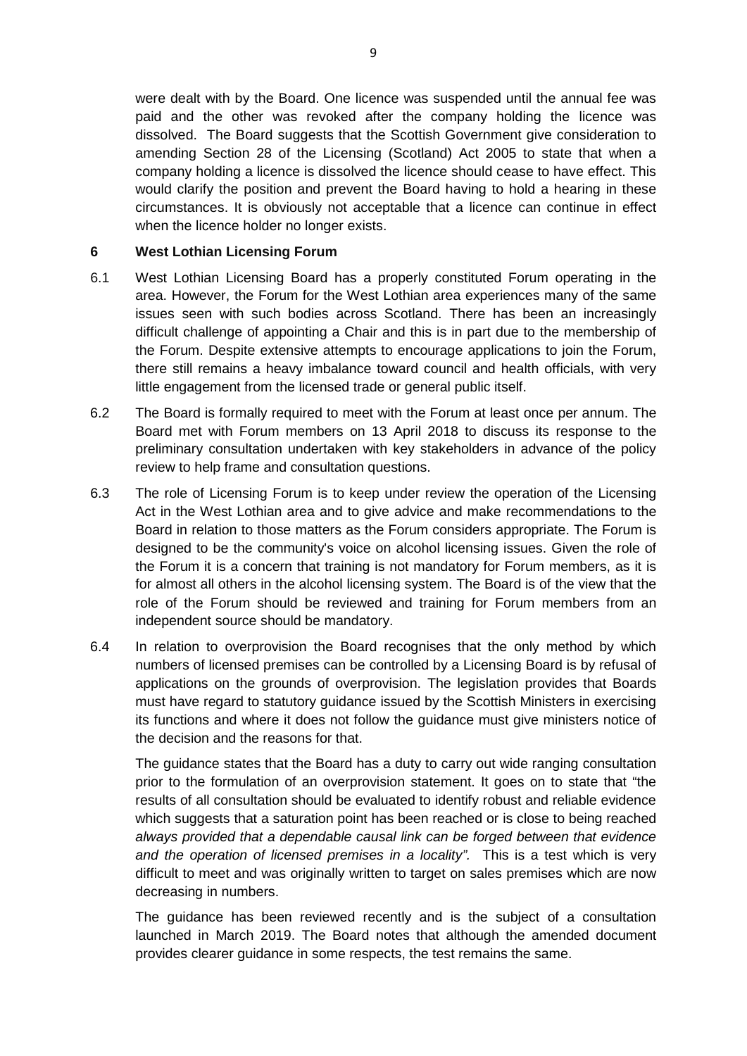were dealt with by the Board. One licence was suspended until the annual fee was paid and the other was revoked after the company holding the licence was dissolved. The Board suggests that the Scottish Government give consideration to amending Section 28 of the Licensing (Scotland) Act 2005 to state that when a company holding a licence is dissolved the licence should cease to have effect. This would clarify the position and prevent the Board having to hold a hearing in these circumstances. It is obviously not acceptable that a licence can continue in effect when the licence holder no longer exists.

## 6 West Lothian Licensing Forum

6.1 West Lothian Licensing Board has a properly constituted Forum operating in the area. However, the Forum for the West Lothian area experiences many of the same issues seen with such bodies across Scotland. There has been an increasingly difficult challenge of appointing a Chair and this is in part due to the membership of the Forum. Despite extensive attempts to encourage applications to join the Forum, there still remains a heavy imbalance toward council and health officials, with very little engagement from the licensed trade or general public itself.

6.2 The Board is formally required to meet with the Forum at least once per annum. The Board met with Forum members on 13 April 2018 to discuss its response to the preliminary consultation undertaken with key stakeholders in advance of the policy review to help frame and consultation questions.

6.3 The role of Licensing Forum is to keep under review the operation of the Licensing Act in the West Lothian area and to give advice and make recommendations to the Board in relation to those matters as the Forum considers appropriate. The Forum is designed to be the community's voice on alcohol licensing issues. Given the role of the Forum it is a concern that training is not mandatory for Forum members, as it is for almost all others in the alcohol licensing system. The Board is of the view that the role of the Forum should be reviewed and training for Forum members from an independent source should be mandatory.

6.4 In relation to overprovision the Board recognises that the only method by which numbers of licensed premises can be controlled by a Licensing Board is by refusal of applications on the grounds of overprovision. The legislation provides that Boards must have regard to statutory guidance issued by the Scottish Ministers in exercising its functions and where it does not follow the guidance must give ministers notice of the decision and the reasons for that.

The guidance states that the Board has a duty to carry out wide ranging consultation prior to the formulation of an overprovision statement. It goes on to state that "the results of all consultation should be evaluated to identify robust and reliable evidence which suggests that a saturation point has been reached or is close to being reached *always provided that a dependable causal link can be forged between that evidence and the operation of licensed premises in a locality".* This is a test which is very difficult to meet and was originally written to target on sales premises which are now decreasing in numbers.

The guidance has been reviewed recently and is the subject of a consultation launched in March 2019. The Board notes that although the amended document provides clearer guidance in some respects, the test remains the same.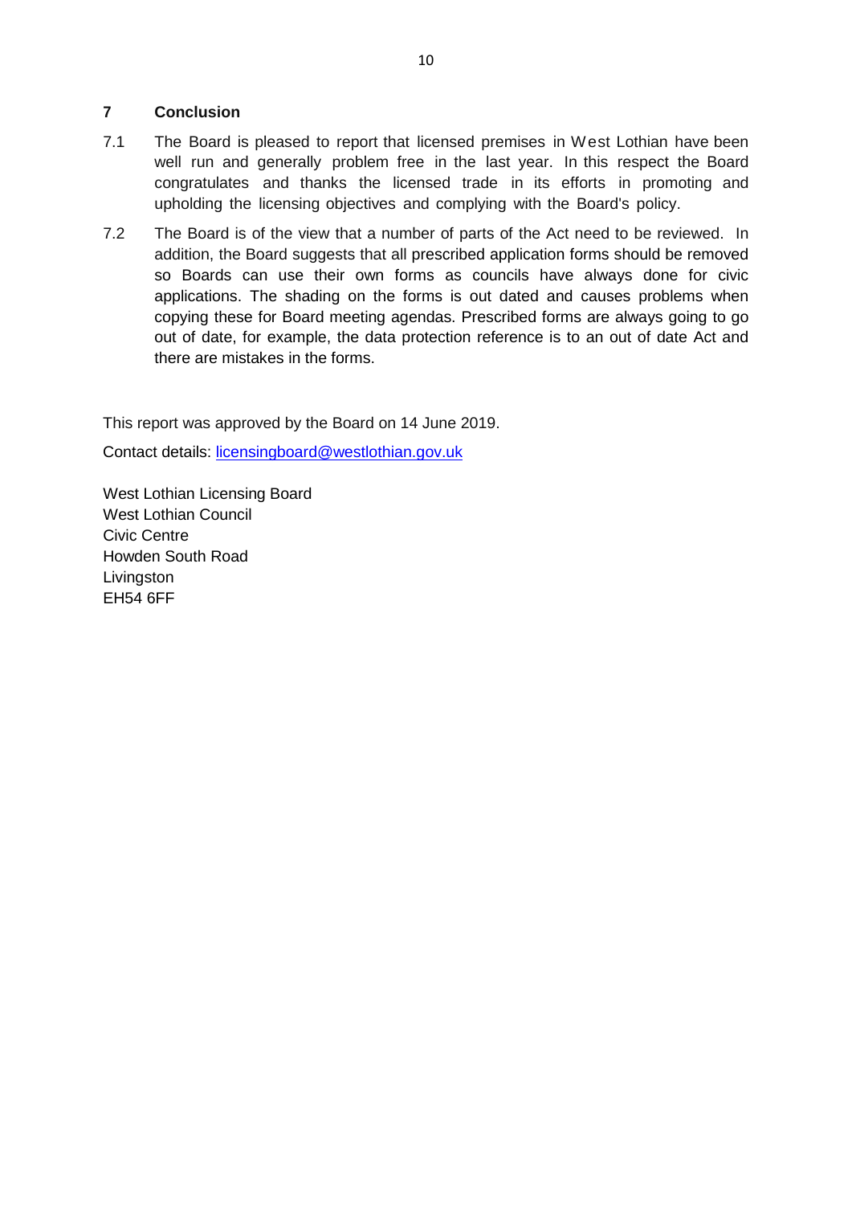## 7 Conclusion

7.1 The Board is pleased to report that licensed premises in West Lothian have been well run and generally problem free in the last year. In this respect the Board congratulates and thanks the licensed trade in its efforts in promoting and upholding the licensing objectives and complying with the Board's policy.

7.2 The Board is of the view that a number of parts of the Act need to be reviewed. In addition, the Board suggests that all prescribed application forms should be removed so Boards can use their own forms as councils have always done for civic applications. The shading on the forms is out dated and causes problems when copying these for Board meeting agendas. Prescribed forms are always going to go out of date, for example, the data protection reference is to an out of date Act and there are mistakes in the forms.

This report was approved by the Board on 14 June 2019.

Contact details: licensingboard@westlothian.gov.uk

West Lothian Licensing Board
West Lothian Council
Civic Centre
Howden South Road
Livingston
EH54 6FF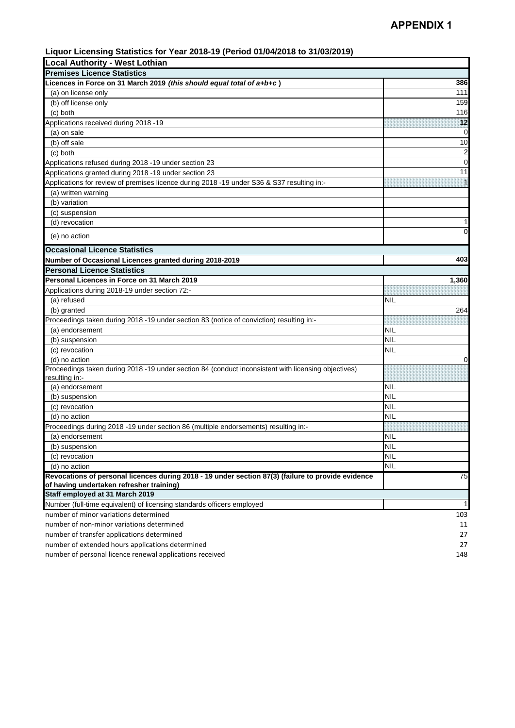# APPENDIX 1

**Liquor Licensing Statistics for Year 2018-19 (Period 01/04/2018 to 31/03/2019)**

| | |
|---|---|
| **Local Authority - West Lothian** | |
| **Premises Licence Statistics** | |
| **Licences in Force on 31 March 2019** ***(this should equal total of a+b+c )*** | **386** |
| (a) on license only | 111 |
| (b) off license only | 159 |
| (c) both | 116 |
| Applications received during 2018 -19 | **12** |
| (a) on sale | 0 |
| (b) off sale | 10 |
| (c) both | 2 |
| Applications refused during 2018 -19 under section 23 | 0 |
| Applications granted during 2018 -19 under section 23 | 11 |
| Applications for review of premises licence during 2018 -19 under S36 & S37 resulting in:- | 1 |
| (a) written warning | |
| (b) variation | |
| (c) suspension | |
| (d) revocation | 1 |
| (e) no action | 0 |
| **Occasional Licence Statistics** | |
| **Number of Occasional Licences granted during 2018-2019** | **403** |
| **Personal Licence Statistics** | |
| **Personal Licences in Force on 31 March 2019** | **1,360** |
| Applications during 2018-19 under section 72:- | |
| (a) refused | NIL |
| (b) granted | 264 |
| Proceedings taken during 2018 -19 under section 83 (notice of conviction) resulting in:- | |
| (a) endorsement | NIL |
| (b) suspension | NIL |
| (c) revocation | NIL |
| (d) no action | 0 |
| Proceedings taken during 2018 -19 under section 84 (conduct inconsistent with licensing objectives) resulting in:- | |
| (a) endorsement | NIL |
| (b) suspension | NIL |
| (c) revocation | NIL |
| (d) no action | NIL |
| Proceedings during 2018 -19 under section 86 (multiple endorsements) resulting in:- | |
| (a) endorsement | NIL |
| (b) suspension | NIL |
| (c) revocation | NIL |
| (d) no action | NIL |
| **Revocations of personal licences during 2018 - 19 under section 87(3) (failure to provide evidence of having undertaken refresher training)** | 75 |
| **Staff employed at 31 March 2019** | |
| Number (full-time equivalent) of licensing standards officers employed | 1 |
| number of minor variations determined | 103 |
| number of non-minor variations determined | 11 |
| number of transfer applications determined | 27 |
| number of extended hours applications determined | 27 |
| number of personal licence renewal applications received | 148 |